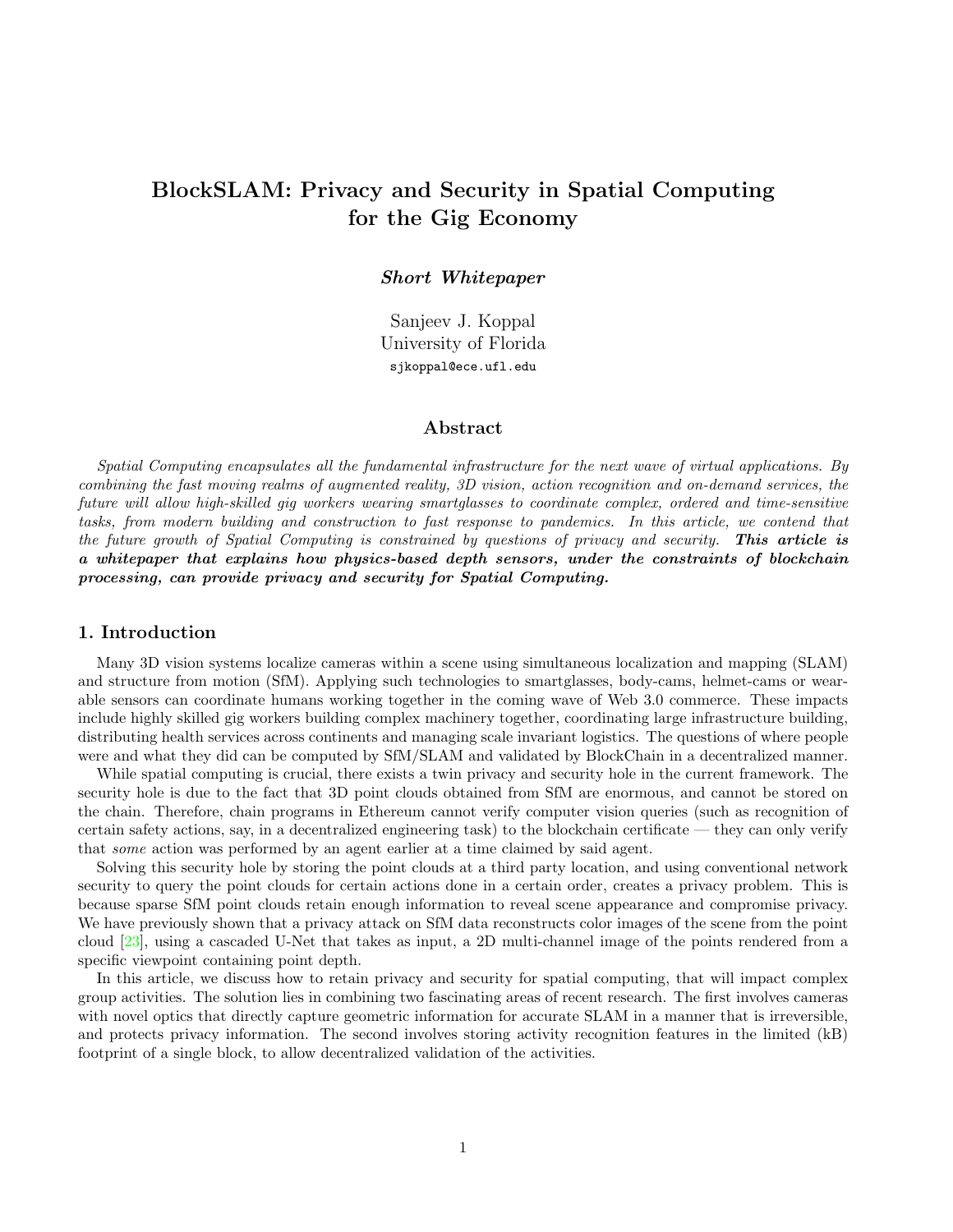# BlockSLAM: Privacy and Security in Spatial Computing for the Gig Economy

***Short Whitepaper***

Sanjeev J. Koppal
University of Florida
sjkoppal@ece.ufl.edu

## Abstract

*Spatial Computing encapsulates all the fundamental infrastructure for the next wave of virtual applications. By combining the fast moving realms of augmented reality, 3D vision, action recognition and on-demand services, the future will allow high-skilled gig workers wearing smartglasses to coordinate complex, ordered and time-sensitive tasks, from modern building and construction to fast response to pandemics. In this article, we contend that the future growth of Spatial Computing is constrained by questions of privacy and security.* ***This article is a whitepaper that explains how physics-based depth sensors, under the constraints of blockchain processing, can provide privacy and security for Spatial Computing.***

## 1. Introduction

Many 3D vision systems localize cameras within a scene using simultaneous localization and mapping (SLAM) and structure from motion (SfM). Applying such technologies to smartglasses, body-cams, helmet-cams or wearable sensors can coordinate humans working together in the coming wave of Web 3.0 commerce. These impacts include highly skilled gig workers building complex machinery together, coordinating large infrastructure building, distributing health services across continents and managing scale invariant logistics. The questions of where people were and what they did can be computed by SfM/SLAM and validated by BlockChain in a decentralized manner.

While spatial computing is crucial, there exists a twin privacy and security hole in the current framework. The security hole is due to the fact that 3D point clouds obtained from SfM are enormous, and cannot be stored on the chain. Therefore, chain programs in Ethereum cannot verify computer vision queries (such as recognition of certain safety actions, say, in a decentralized engineering task) to the blockchain certificate — they can only verify that *some* action was performed by an agent earlier at a time claimed by said agent.

Solving this security hole by storing the point clouds at a third party location, and using conventional network security to query the point clouds for certain actions done in a certain order, creates a privacy problem. This is because sparse SfM point clouds retain enough information to reveal scene appearance and compromise privacy. We have previously shown that a privacy attack on SfM data reconstructs color images of the scene from the point cloud [23], using a cascaded U-Net that takes as input, a 2D multi-channel image of the points rendered from a specific viewpoint containing point depth.

In this article, we discuss how to retain privacy and security for spatial computing, that will impact complex group activities. The solution lies in combining two fascinating areas of recent research. The first involves cameras with novel optics that directly capture geometric information for accurate SLAM in a manner that is irreversible, and protects privacy information. The second involves storing activity recognition features in the limited (kB) footprint of a single block, to allow decentralized validation of the activities.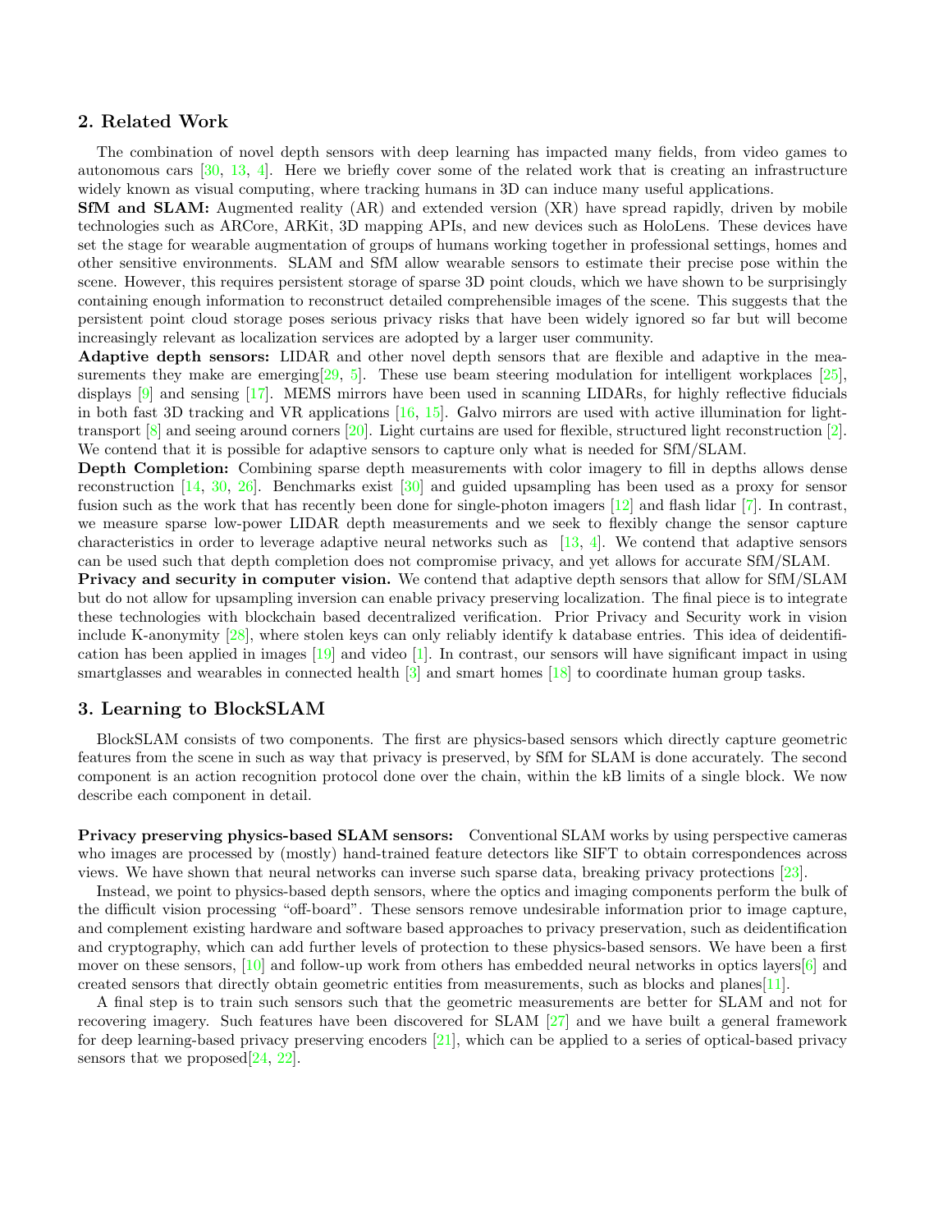## 2. Related Work

The combination of novel depth sensors with deep learning has impacted many fields, from video games to autonomous cars [30, 13, 4]. Here we briefly cover some of the related work that is creating an infrastructure widely known as visual computing, where tracking humans in 3D can induce many useful applications.

**SfM and SLAM:** Augmented reality (AR) and extended version (XR) have spread rapidly, driven by mobile technologies such as ARCore, ARKit, 3D mapping APIs, and new devices such as HoloLens. These devices have set the stage for wearable augmentation of groups of humans working together in professional settings, homes and other sensitive environments. SLAM and SfM allow wearable sensors to estimate their precise pose within the scene. However, this requires persistent storage of sparse 3D point clouds, which we have shown to be surprisingly containing enough information to reconstruct detailed comprehensible images of the scene. This suggests that the persistent point cloud storage poses serious privacy risks that have been widely ignored so far but will become increasingly relevant as localization services are adopted by a larger user community.

**Adaptive depth sensors:** LIDAR and other novel depth sensors that are flexible and adaptive in the measurements they make are emerging[29, 5]. These use beam steering modulation for intelligent workplaces [25], displays [9] and sensing [17]. MEMS mirrors have been used in scanning LIDARs, for highly reflective fiducials in both fast 3D tracking and VR applications [16, 15]. Galvo mirrors are used with active illumination for light-transport [8] and seeing around corners [20]. Light curtains are used for flexible, structured light reconstruction [2]. We contend that it is possible for adaptive sensors to capture only what is needed for SfM/SLAM.

**Depth Completion:** Combining sparse depth measurements with color imagery to fill in depths allows dense reconstruction [14, 30, 26]. Benchmarks exist [30] and guided upsampling has been used as a proxy for sensor fusion such as the work that has recently been done for single-photon imagers [12] and flash lidar [7]. In contrast, we measure sparse low-power LIDAR depth measurements and we seek to flexibly change the sensor capture characteristics in order to leverage adaptive neural networks such as [13, 4]. We contend that adaptive sensors can be used such that depth completion does not compromise privacy, and yet allows for accurate SfM/SLAM.

**Privacy and security in computer vision.** We contend that adaptive depth sensors that allow for SfM/SLAM but do not allow for upsampling inversion can enable privacy preserving localization. The final piece is to integrate these technologies with blockchain based decentralized verification. Prior Privacy and Security work in vision include K-anonymity [28], where stolen keys can only reliably identify k database entries. This idea of deidentification has been applied in images [19] and video [1]. In contrast, our sensors will have significant impact in using smartglasses and wearables in connected health [3] and smart homes [18] to coordinate human group tasks.

## 3. Learning to BlockSLAM

BlockSLAM consists of two components. The first are physics-based sensors which directly capture geometric features from the scene in such as way that privacy is preserved, by SfM for SLAM is done accurately. The second component is an action recognition protocol done over the chain, within the kB limits of a single block. We now describe each component in detail.

**Privacy preserving physics-based SLAM sensors:** Conventional SLAM works by using perspective cameras who images are processed by (mostly) hand-trained feature detectors like SIFT to obtain correspondences across views. We have shown that neural networks can inverse such sparse data, breaking privacy protections [23].

Instead, we point to physics-based depth sensors, where the optics and imaging components perform the bulk of the difficult vision processing "off-board". These sensors remove undesirable information prior to image capture, and complement existing hardware and software based approaches to privacy preservation, such as deidentification and cryptography, which can add further levels of protection to these physics-based sensors. We have been a first mover on these sensors, [10] and follow-up work from others has embedded neural networks in optics layers[6] and created sensors that directly obtain geometric entities from measurements, such as blocks and planes[11].

A final step is to train such sensors such that the geometric measurements are better for SLAM and not for recovering imagery. Such features have been discovered for SLAM [27] and we have built a general framework for deep learning-based privacy preserving encoders [21], which can be applied to a series of optical-based privacy sensors that we proposed[24, 22].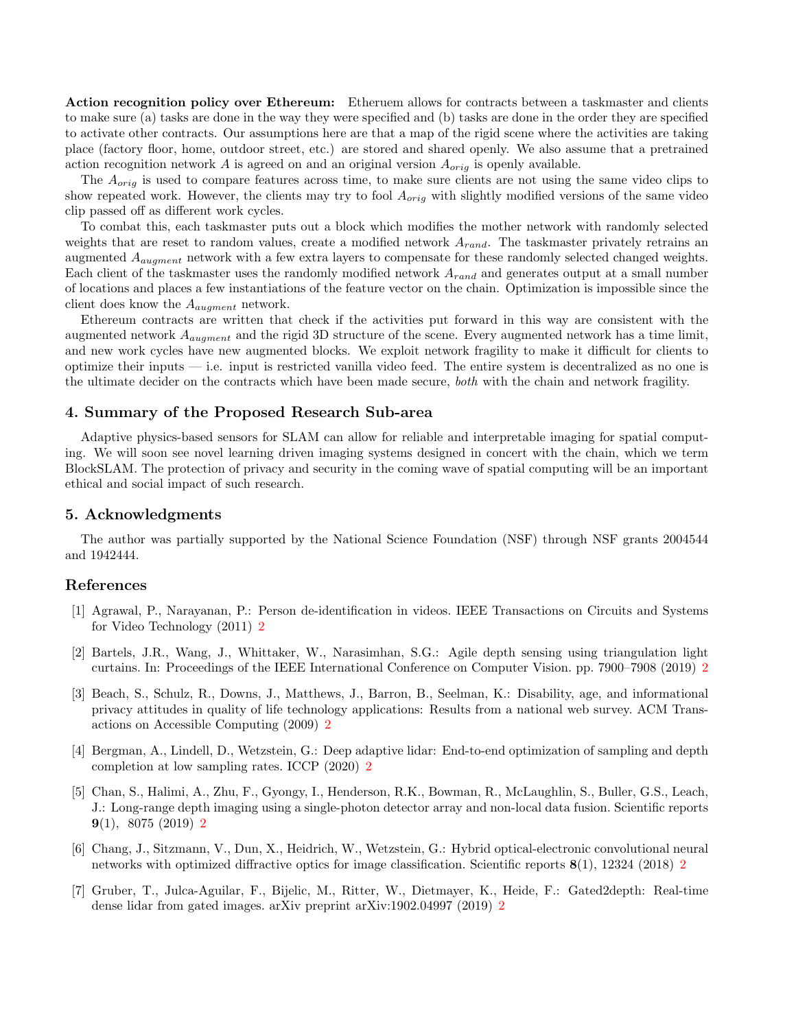**Action recognition policy over Ethereum:** Etheruem allows for contracts between a taskmaster and clients to make sure (a) tasks are done in the way they were specified and (b) tasks are done in the order they are specified to activate other contracts. Our assumptions here are that a map of the rigid scene where the activities are taking place (factory floor, home, outdoor street, etc.) are stored and shared openly. We also assume that a pretrained action recognition network $A$ is agreed on and an original version $A_{orig}$ is openly available.

The $A_{orig}$ is used to compare features across time, to make sure clients are not using the same video clips to show repeated work. However, the clients may try to fool $A_{orig}$ with slightly modified versions of the same video clip passed off as different work cycles.

To combat this, each taskmaster puts out a block which modifies the mother network with randomly selected weights that are reset to random values, create a modified network $A_{rand}$. The taskmaster privately retrains an augmented $A_{augment}$ network with a few extra layers to compensate for these randomly selected changed weights. Each client of the taskmaster uses the randomly modified network $A_{rand}$ and generates output at a small number of locations and places a few instantiations of the feature vector on the chain. Optimization is impossible since the client does know the $A_{augment}$ network.

Ethereum contracts are written that check if the activities put forward in this way are consistent with the augmented network $A_{augment}$ and the rigid 3D structure of the scene. Every augmented network has a time limit, and new work cycles have new augmented blocks. We exploit network fragility to make it difficult for clients to optimize their inputs — i.e. input is restricted vanilla video feed. The entire system is decentralized as no one is the ultimate decider on the contracts which have been made secure, *both* with the chain and network fragility.

## 4. Summary of the Proposed Research Sub-area

Adaptive physics-based sensors for SLAM can allow for reliable and interpretable imaging for spatial computing. We will soon see novel learning driven imaging systems designed in concert with the chain, which we term BlockSLAM. The protection of privacy and security in the coming wave of spatial computing will be an important ethical and social impact of such research.

## 5. Acknowledgments

The author was partially supported by the National Science Foundation (NSF) through NSF grants 2004544 and 1942444.

## References

[1] Agrawal, P., Narayanan, P.: Person de-identification in videos. IEEE Transactions on Circuits and Systems for Video Technology (2011) 2

[2] Bartels, J.R., Wang, J., Whittaker, W., Narasimhan, S.G.: Agile depth sensing using triangulation light curtains. In: Proceedings of the IEEE International Conference on Computer Vision. pp. 7900–7908 (2019) 2

[3] Beach, S., Schulz, R., Downs, J., Matthews, J., Barron, B., Seelman, K.: Disability, age, and informational privacy attitudes in quality of life technology applications: Results from a national web survey. ACM Transactions on Accessible Computing (2009) 2

[4] Bergman, A., Lindell, D., Wetzstein, G.: Deep adaptive lidar: End-to-end optimization of sampling and depth completion at low sampling rates. ICCP (2020) 2

[5] Chan, S., Halimi, A., Zhu, F., Gyongy, I., Henderson, R.K., Bowman, R., McLaughlin, S., Buller, G.S., Leach, J.: Long-range depth imaging using a single-photon detector array and non-local data fusion. Scientific reports **9**(1), 8075 (2019) 2

[6] Chang, J., Sitzmann, V., Dun, X., Heidrich, W., Wetzstein, G.: Hybrid optical-electronic convolutional neural networks with optimized diffractive optics for image classification. Scientific reports **8**(1), 12324 (2018) 2

[7] Gruber, T., Julca-Aguilar, F., Bijelic, M., Ritter, W., Dietmayer, K., Heide, F.: Gated2depth: Real-time dense lidar from gated images. arXiv preprint arXiv:1902.04997 (2019) 2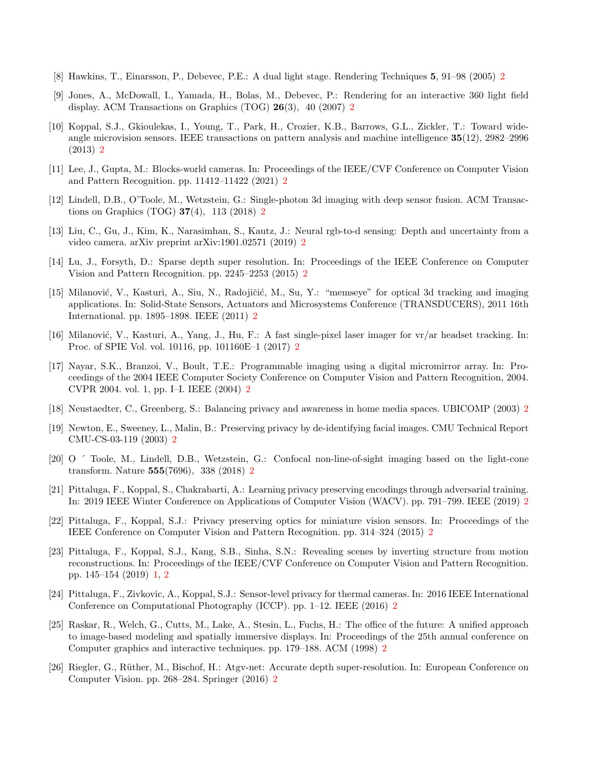[8] Hawkins, T., Einarsson, P., Debevec, P.E.: A dual light stage. Rendering Techniques **5**, 91–98 (2005) 2

[9] Jones, A., McDowall, I., Yamada, H., Bolas, M., Debevec, P.: Rendering for an interactive 360 light field display. ACM Transactions on Graphics (TOG) **26**(3), 40 (2007) 2

[10] Koppal, S.J., Gkioulekas, I., Young, T., Park, H., Crozier, K.B., Barrows, G.L., Zickler, T.: Toward wide-angle microvision sensors. IEEE transactions on pattern analysis and machine intelligence **35**(12), 2982–2996 (2013) 2

[11] Lee, J., Gupta, M.: Blocks-world cameras. In: Proceedings of the IEEE/CVF Conference on Computer Vision and Pattern Recognition. pp. 11412–11422 (2021) 2

[12] Lindell, D.B., O'Toole, M., Wetzstein, G.: Single-photon 3d imaging with deep sensor fusion. ACM Transactions on Graphics (TOG) **37**(4), 113 (2018) 2

[13] Liu, C., Gu, J., Kim, K., Narasimhan, S., Kautz, J.: Neural rgb-to-d sensing: Depth and uncertainty from a video camera. arXiv preprint arXiv:1901.02571 (2019) 2

[14] Lu, J., Forsyth, D.: Sparse depth super resolution. In: Proceedings of the IEEE Conference on Computer Vision and Pattern Recognition. pp. 2245–2253 (2015) 2

[15] Milanović, V., Kasturi, A., Siu, N., Radojičić, M., Su, Y.: "memseye" for optical 3d tracking and imaging applications. In: Solid-State Sensors, Actuators and Microsystems Conference (TRANSDUCERS), 2011 16th International. pp. 1895–1898. IEEE (2011) 2

[16] Milanović, V., Kasturi, A., Yang, J., Hu, F.: A fast single-pixel laser imager for vr/ar headset tracking. In: Proc. of SPIE Vol. vol. 10116, pp. 101160E–1 (2017) 2

[17] Nayar, S.K., Branzoi, V., Boult, T.E.: Programmable imaging using a digital micromirror array. In: Proceedings of the 2004 IEEE Computer Society Conference on Computer Vision and Pattern Recognition, 2004. CVPR 2004. vol. 1, pp. I–I. IEEE (2004) 2

[18] Neustaedter, C., Greenberg, S.: Balancing privacy and awareness in home media spaces. UBICOMP (2003) 2

[19] Newton, E., Sweeney, L., Malin, B.: Preserving privacy by de-identifying facial images. CMU Technical Report CMU-CS-03-119 (2003) 2

[20] O ´ Toole, M., Lindell, D.B., Wetzstein, G.: Confocal non-line-of-sight imaging based on the light-cone transform. Nature **555**(7696), 338 (2018) 2

[21] Pittaluga, F., Koppal, S., Chakrabarti, A.: Learning privacy preserving encodings through adversarial training. In: 2019 IEEE Winter Conference on Applications of Computer Vision (WACV). pp. 791–799. IEEE (2019) 2

[22] Pittaluga, F., Koppal, S.J.: Privacy preserving optics for miniature vision sensors. In: Proceedings of the IEEE Conference on Computer Vision and Pattern Recognition. pp. 314–324 (2015) 2

[23] Pittaluga, F., Koppal, S.J., Kang, S.B., Sinha, S.N.: Revealing scenes by inverting structure from motion reconstructions. In: Proceedings of the IEEE/CVF Conference on Computer Vision and Pattern Recognition. pp. 145–154 (2019) 1, 2

[24] Pittaluga, F., Zivkovic, A., Koppal, S.J.: Sensor-level privacy for thermal cameras. In: 2016 IEEE International Conference on Computational Photography (ICCP). pp. 1–12. IEEE (2016) 2

[25] Raskar, R., Welch, G., Cutts, M., Lake, A., Stesin, L., Fuchs, H.: The office of the future: A unified approach to image-based modeling and spatially immersive displays. In: Proceedings of the 25th annual conference on Computer graphics and interactive techniques. pp. 179–188. ACM (1998) 2

[26] Riegler, G., Rüther, M., Bischof, H.: Atgv-net: Accurate depth super-resolution. In: European Conference on Computer Vision. pp. 268–284. Springer (2016) 2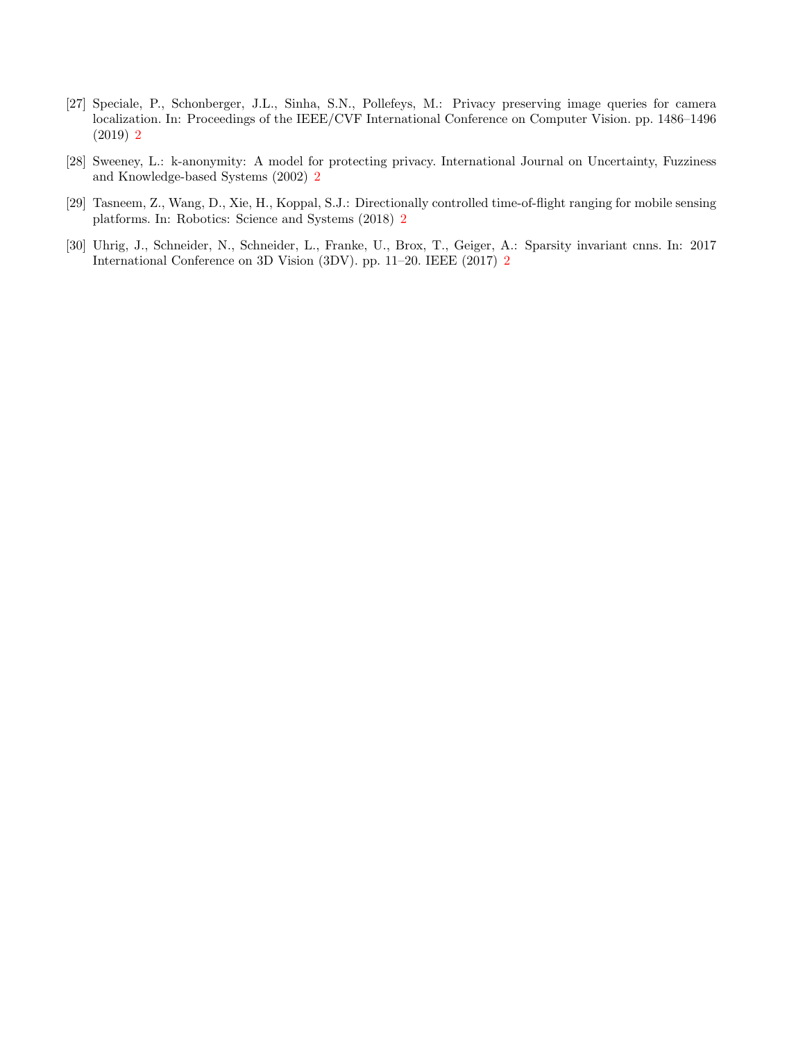[27] Speciale, P., Schonberger, J.L., Sinha, S.N., Pollefeys, M.: Privacy preserving image queries for camera localization. In: Proceedings of the IEEE/CVF International Conference on Computer Vision. pp. 1486–1496 (2019) 2

[28] Sweeney, L.: k-anonymity: A model for protecting privacy. International Journal on Uncertainty, Fuzziness and Knowledge-based Systems (2002) 2

[29] Tasneem, Z., Wang, D., Xie, H., Koppal, S.J.: Directionally controlled time-of-flight ranging for mobile sensing platforms. In: Robotics: Science and Systems (2018) 2

[30] Uhrig, J., Schneider, N., Schneider, L., Franke, U., Brox, T., Geiger, A.: Sparsity invariant cnns. In: 2017 International Conference on 3D Vision (3DV). pp. 11–20. IEEE (2017) 2